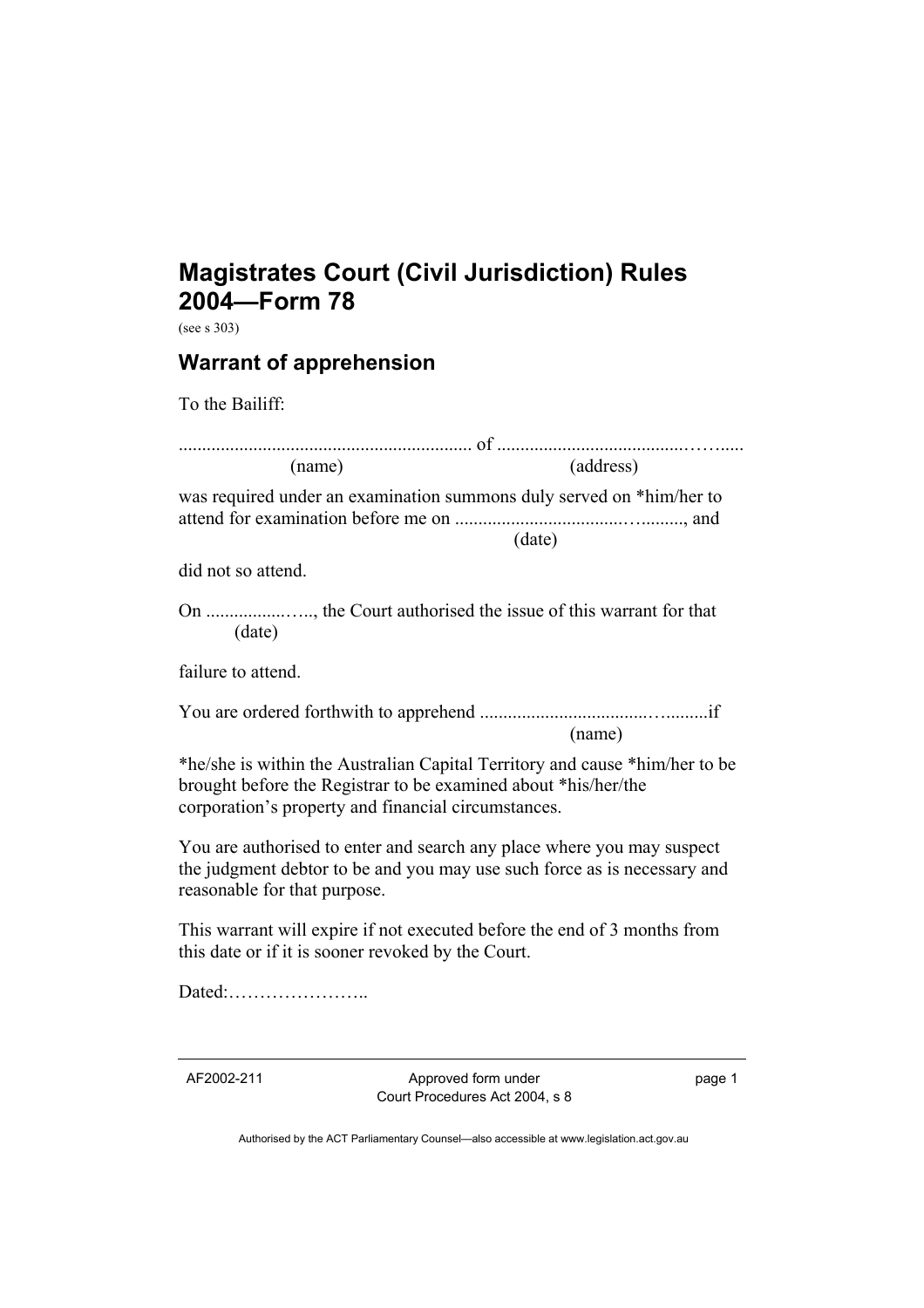# Magistrates Court (Civil Jurisdiction) Rules 2004—Form 78

(see s 303)

## Warrant of apprehension

To the Bailiff:

.............................................................. of ......................................……..... 
(name) (address)

was required under an examination summons duly served on *him/her to attend for examination before me on ..................................…........, and 
(date)

did not so attend.

On ..................….., the Court authorised the issue of this warrant for that 
(date)

failure to attend.

You are ordered forthwith to apprehend ..................................….......if 
(name)

*he/she is within the Australian Capital Territory and cause *him/her to be brought before the Registrar to be examined about *his/her/the corporation's property and financial circumstances.

You are authorised to enter and search any place where you may suspect the judgment debtor to be and you may use such force as is necessary and reasonable for that purpose.

This warrant will expire if not executed before the end of 3 months from this date or if it is sooner revoked by the Court.

Dated:…………………..

AF2002-211 Approved form under Court Procedures Act 2004, s 8

Authorised by the ACT Parliamentary Counsel—also accessible at www.legislation.act.gov.au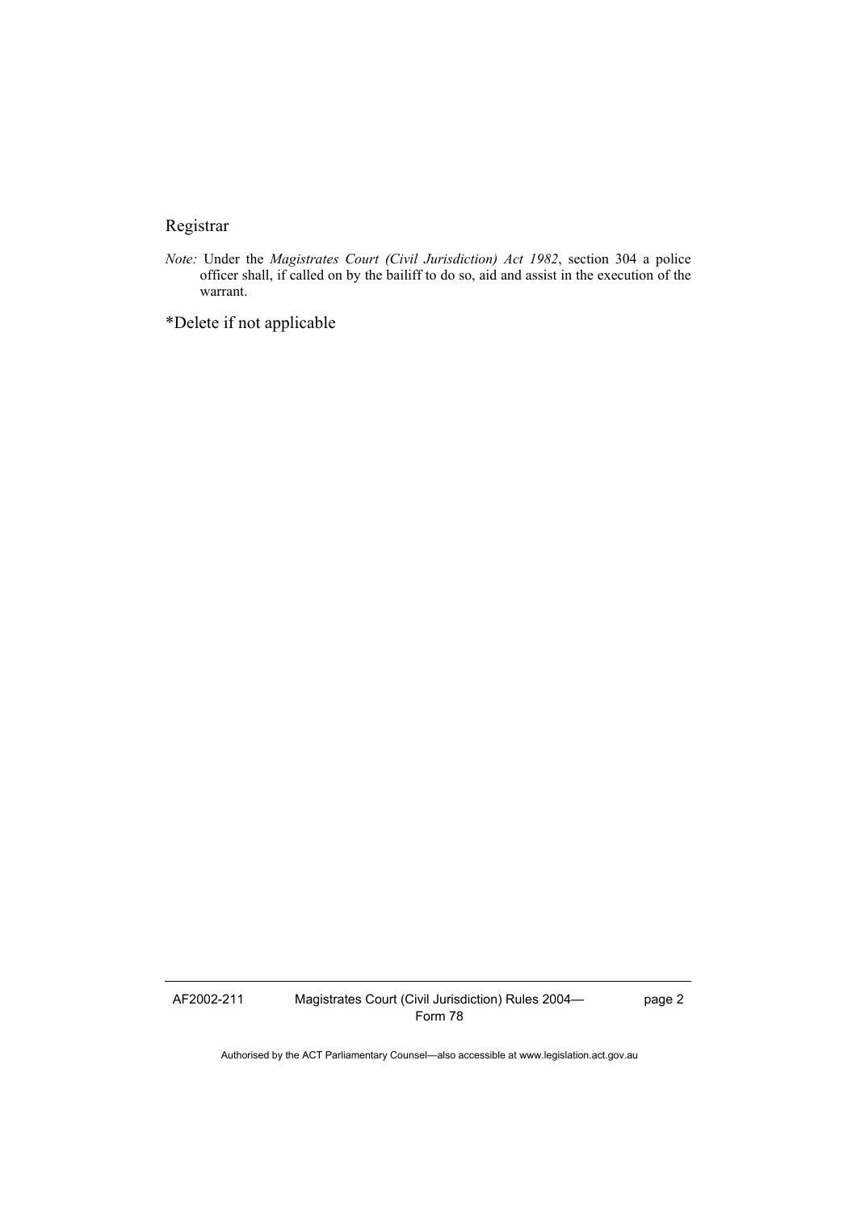Registrar

*Note:* Under the *Magistrates Court (Civil Jurisdiction) Act 1982*, section 304 a police officer shall, if called on by the bailiff to do so, aid and assist in the execution of the warrant.

*Delete if not applicable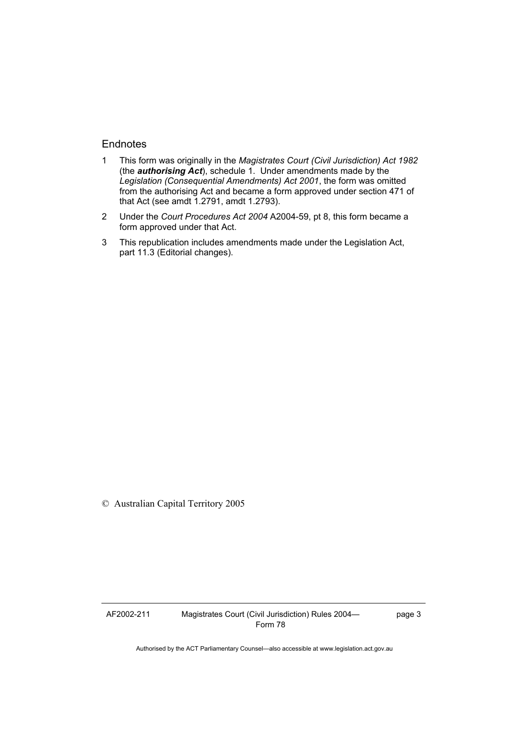## Endnotes

1. This form was originally in the *Magistrates Court (Civil Jurisdiction) Act 1982* (the ***authorising Act***), schedule 1. Under amendments made by the *Legislation (Consequential Amendments) Act 2001*, the form was omitted from the authorising Act and became a form approved under section 471 of that Act (see amdt 1.2791, amdt 1.2793).

2. Under the *Court Procedures Act 2004* A2004-59, pt 8, this form became a form approved under that Act.

3. This republication includes amendments made under the Legislation Act, part 11.3 (Editorial changes).

© Australian Capital Territory 2005